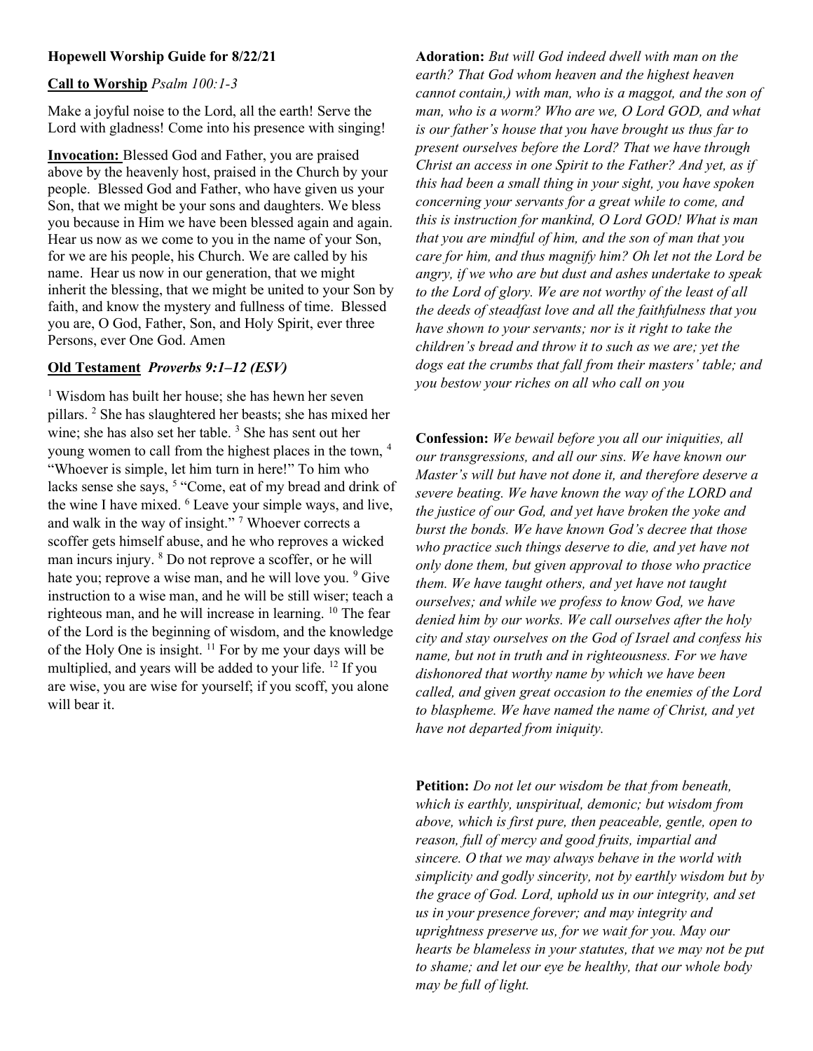**Hopewell Worship Guide for 8/22/21**

**Call to Worship** *Psalm 100:1-3*

Make a joyful noise to the Lord, all the earth! Serve the Lord with gladness! Come into his presence with singing!

**Invocation:** Blessed God and Father, you are praised above by the heavenly host, praised in the Church by your people. Blessed God and Father, who have given us your Son, that we might be your sons and daughters. We bless you because in Him we have been blessed again and again. Hear us now as we come to you in the name of your Son, for we are his people, his Church. We are called by his name. Hear us now in our generation, that we might inherit the blessing, that we might be united to your Son by faith, and know the mystery and fullness of time. Blessed you are, O God, Father, Son, and Holy Spirit, ever three Persons, ever One God. Amen

**Old Testament** ***Proverbs 9:1–12 (ESV)***

[1] Wisdom has built her house; she has hewn her seven pillars. [2] She has slaughtered her beasts; she has mixed her wine; she has also set her table. [3] She has sent out her young women to call from the highest places in the town, [4] "Whoever is simple, let him turn in here!" To him who lacks sense she says, [5] "Come, eat of my bread and drink of the wine I have mixed. [6] Leave your simple ways, and live, and walk in the way of insight." [7] Whoever corrects a scoffer gets himself abuse, and he who reproves a wicked man incurs injury. [8] Do not reprove a scoffer, or he will hate you; reprove a wise man, and he will love you. [9] Give instruction to a wise man, and he will be still wiser; teach a righteous man, and he will increase in learning. [10] The fear of the Lord is the beginning of wisdom, and the knowledge of the Holy One is insight. [11] For by me your days will be multiplied, and years will be added to your life. [12] If you are wise, you are wise for yourself; if you scoff, you alone will bear it.

**Adoration:** *But will God indeed dwell with man on the earth? That God whom heaven and the highest heaven cannot contain,) with man, who is a maggot, and the son of man, who is a worm? Who are we, O Lord GOD, and what is our father's house that you have brought us thus far to present ourselves before the Lord? That we have through Christ an access in one Spirit to the Father? And yet, as if this had been a small thing in your sight, you have spoken concerning your servants for a great while to come, and this is instruction for mankind, O Lord GOD! What is man that you are mindful of him, and the son of man that you care for him, and thus magnify him? Oh let not the Lord be angry, if we who are but dust and ashes undertake to speak to the Lord of glory. We are not worthy of the least of all the deeds of steadfast love and all the faithfulness that you have shown to your servants; nor is it right to take the children's bread and throw it to such as we are; yet the dogs eat the crumbs that fall from their masters' table; and you bestow your riches on all who call on you*

**Confession:** *We bewail before you all our iniquities, all our transgressions, and all our sins. We have known our Master's will but have not done it, and therefore deserve a severe beating. We have known the way of the LORD and the justice of our God, and yet have broken the yoke and burst the bonds. We have known God's decree that those who practice such things deserve to die, and yet have not only done them, but given approval to those who practice them. We have taught others, and yet have not taught ourselves; and while we profess to know God, we have denied him by our works. We call ourselves after the holy city and stay ourselves on the God of Israel and confess his name, but not in truth and in righteousness. For we have dishonored that worthy name by which we have been called, and given great occasion to the enemies of the Lord to blaspheme. We have named the name of Christ, and yet have not departed from iniquity.*

**Petition:** *Do not let our wisdom be that from beneath, which is earthly, unspiritual, demonic; but wisdom from above, which is first pure, then peaceable, gentle, open to reason, full of mercy and good fruits, impartial and sincere. O that we may always behave in the world with simplicity and godly sincerity, not by earthly wisdom but by the grace of God. Lord, uphold us in our integrity, and set us in your presence forever; and may integrity and uprightness preserve us, for we wait for you. May our hearts be blameless in your statutes, that we may not be put to shame; and let our eye be healthy, that our whole body may be full of light.*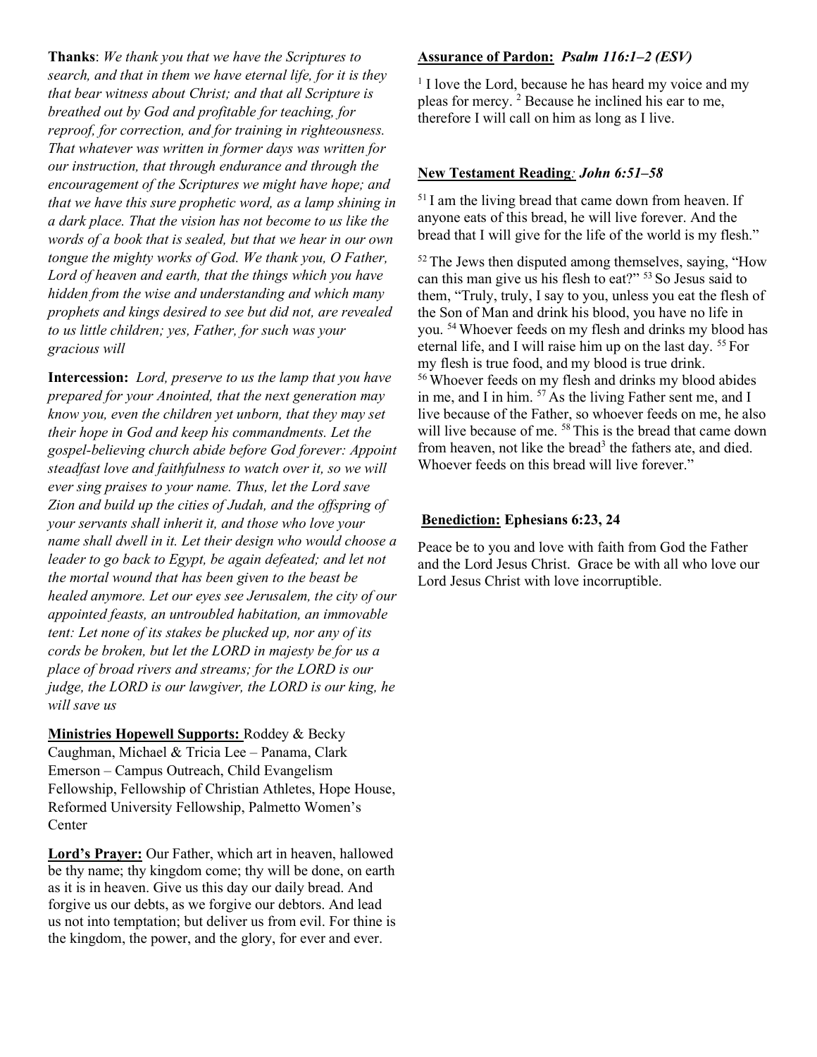**Thanks**: *We thank you that we have the Scriptures to search, and that in them we have eternal life, for it is they that bear witness about Christ; and that all Scripture is breathed out by God and profitable for teaching, for reproof, for correction, and for training in righteousness. That whatever was written in former days was written for our instruction, that through endurance and through the encouragement of the Scriptures we might have hope; and that we have this sure prophetic word, as a lamp shining in a dark place. That the vision has not become to us like the words of a book that is sealed, but that we hear in our own tongue the mighty works of God. We thank you, O Father, Lord of heaven and earth, that the things which you have hidden from the wise and understanding and which many prophets and kings desired to see but did not, are revealed to us little children; yes, Father, for such was your gracious will*

**Intercession:** *Lord, preserve to us the lamp that you have prepared for your Anointed, that the next generation may know you, even the children yet unborn, that they may set their hope in God and keep his commandments. Let the gospel-believing church abide before God forever: Appoint steadfast love and faithfulness to watch over it, so we will ever sing praises to your name. Thus, let the Lord save Zion and build up the cities of Judah, and the offspring of your servants shall inherit it, and those who love your name shall dwell in it. Let their design who would choose a leader to go back to Egypt, be again defeated; and let not the mortal wound that has been given to the beast be healed anymore. Let our eyes see Jerusalem, the city of our appointed feasts, an untroubled habitation, an immovable tent: Let none of its stakes be plucked up, nor any of its cords be broken, but let the LORD in majesty be for us a place of broad rivers and streams; for the LORD is our judge, the LORD is our lawgiver, the LORD is our king, he will save us*

**Ministries Hopewell Supports:** Roddey & Becky Caughman, Michael & Tricia Lee – Panama, Clark Emerson – Campus Outreach, Child Evangelism Fellowship, Fellowship of Christian Athletes, Hope House, Reformed University Fellowship, Palmetto Women's Center

**Lord's Prayer:** Our Father, which art in heaven, hallowed be thy name; thy kingdom come; thy will be done, on earth as it is in heaven. Give us this day our daily bread. And forgive us our debts, as we forgive our debtors. And lead us not into temptation; but deliver us from evil. For thine is the kingdom, the power, and the glory, for ever and ever.

**Assurance of Pardon:** ***Psalm 116:1–2 (ESV)***

[1] I love the Lord, because he has heard my voice and my pleas for mercy. [2] Because he inclined his ear to me, therefore I will call on him as long as I live.

**New Testament Reading***: John 6:51–58*

[51] I am the living bread that came down from heaven. If anyone eats of this bread, he will live forever. And the bread that I will give for the life of the world is my flesh."

[52] The Jews then disputed among themselves, saying, "How can this man give us his flesh to eat?" [53] So Jesus said to them, "Truly, truly, I say to you, unless you eat the flesh of the Son of Man and drink his blood, you have no life in you. [54] Whoever feeds on my flesh and drinks my blood has eternal life, and I will raise him up on the last day. [55] For my flesh is true food, and my blood is true drink. [56] Whoever feeds on my flesh and drinks my blood abides in me, and I in him. [57] As the living Father sent me, and I live because of the Father, so whoever feeds on me, he also will live because of me. [58] This is the bread that came down from heaven, not like the bread[3] the fathers ate, and died. Whoever feeds on this bread will live forever."

**Benediction: Ephesians 6:23, 24**

Peace be to you and love with faith from God the Father and the Lord Jesus Christ. Grace be with all who love our Lord Jesus Christ with love incorruptible.